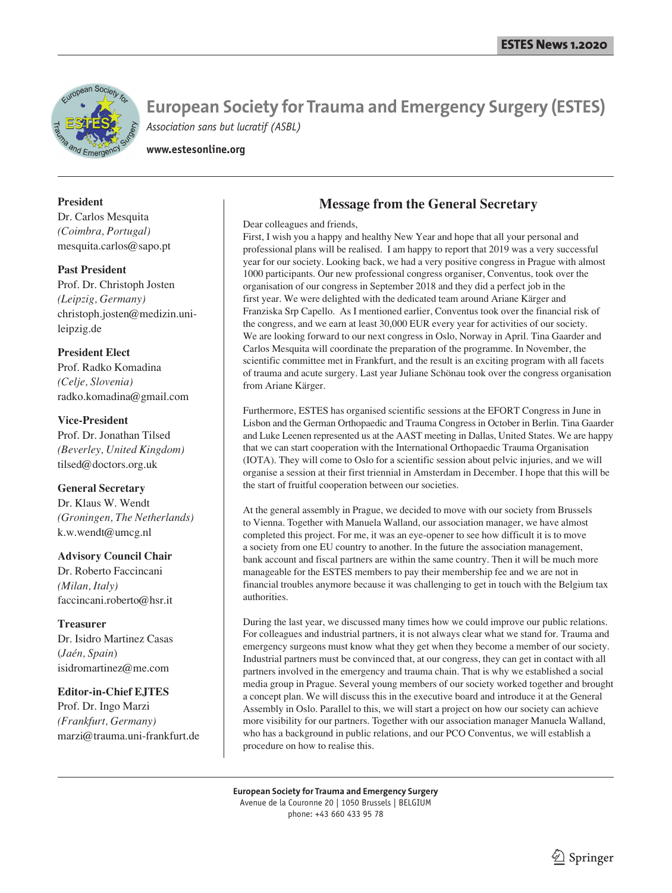# European Society for Trauma and Emergency Surgery (ESTES)

*Association sans but lucratif (ASBL)*

**www.estesonline.org**

**President**
Dr. Carlos Mesquita
*(Coimbra, Portugal)*
mesquita.carlos@sapo.pt

**Past President**
Prof. Dr. Christoph Josten
*(Leipzig, Germany)*
christoph.josten@medizin.uni-leipzig.de

**President Elect**
Prof. Radko Komadina
*(Celje, Slovenia)*
radko.komadina@gmail.com

**Vice-President**
Prof. Dr. Jonathan Tilsed
*(Beverley, United Kingdom)*
tilsed@doctors.org.uk

**General Secretary**
Dr. Klaus W. Wendt
*(Groningen, The Netherlands)*
k.w.wendt@umcg.nl

**Advisory Council Chair**
Dr. Roberto Faccincani
*(Milan, Italy)*
faccincani.roberto@hsr.it

**Treasurer**
Dr. Isidro Martinez Casas
(*Jaén, Spain*)
isidromartinez@me.com

**Editor-in-Chief EJTES**
Prof. Dr. Ingo Marzi
*(Frankfurt, Germany)*
marzi@trauma.uni-frankfurt.de

## Message from the General Secretary

Dear colleagues and friends,

First, I wish you a happy and healthy New Year and hope that all your personal and professional plans will be realised. I am happy to report that 2019 was a very successful year for our society. Looking back, we had a very positive congress in Prague with almost 1000 participants. Our new professional congress organiser, Conventus, took over the organisation of our congress in September 2018 and they did a perfect job in the first year. We were delighted with the dedicated team around Ariane Kärger and Franziska Srp Capello. As I mentioned earlier, Conventus took over the financial risk of the congress, and we earn at least 30,000 EUR every year for activities of our society. We are looking forward to our next congress in Oslo, Norway in April. Tina Gaarder and Carlos Mesquita will coordinate the preparation of the programme. In November, the scientific committee met in Frankfurt, and the result is an exciting program with all facets of trauma and acute surgery. Last year Juliane Schönau took over the congress organisation from Ariane Kärger.

Furthermore, ESTES has organised scientific sessions at the EFORT Congress in June in Lisbon and the German Orthopaedic and Trauma Congress in October in Berlin. Tina Gaarder and Luke Leenen represented us at the AAST meeting in Dallas, United States. We are happy that we can start cooperation with the International Orthopaedic Trauma Organisation (IOTA). They will come to Oslo for a scientific session about pelvic injuries, and we will organise a session at their first triennial in Amsterdam in December. I hope that this will be the start of fruitful cooperation between our societies.

At the general assembly in Prague, we decided to move with our society from Brussels to Vienna. Together with Manuela Walland, our association manager, we have almost completed this project. For me, it was an eye-opener to see how difficult it is to move a society from one EU country to another. In the future the association management, bank account and fiscal partners are within the same country. Then it will be much more manageable for the ESTES members to pay their membership fee and we are not in financial troubles anymore because it was challenging to get in touch with the Belgium tax authorities.

During the last year, we discussed many times how we could improve our public relations. For colleagues and industrial partners, it is not always clear what we stand for. Trauma and emergency surgeons must know what they get when they become a member of our society. Industrial partners must be convinced that, at our congress, they can get in contact with all partners involved in the emergency and trauma chain. That is why we established a social media group in Prague. Several young members of our society worked together and brought a concept plan. We will discuss this in the executive board and introduce it at the General Assembly in Oslo. Parallel to this, we will start a project on how our society can achieve more visibility for our partners. Together with our association manager Manuela Walland, who has a background in public relations, and our PCO Conventus, we will establish a procedure on how to realise this.

**European Society for Trauma and Emergency Surgery**
Avenue de la Couronne 20 | 1050 Brussels | BELGIUM
phone: +43 660 433 95 78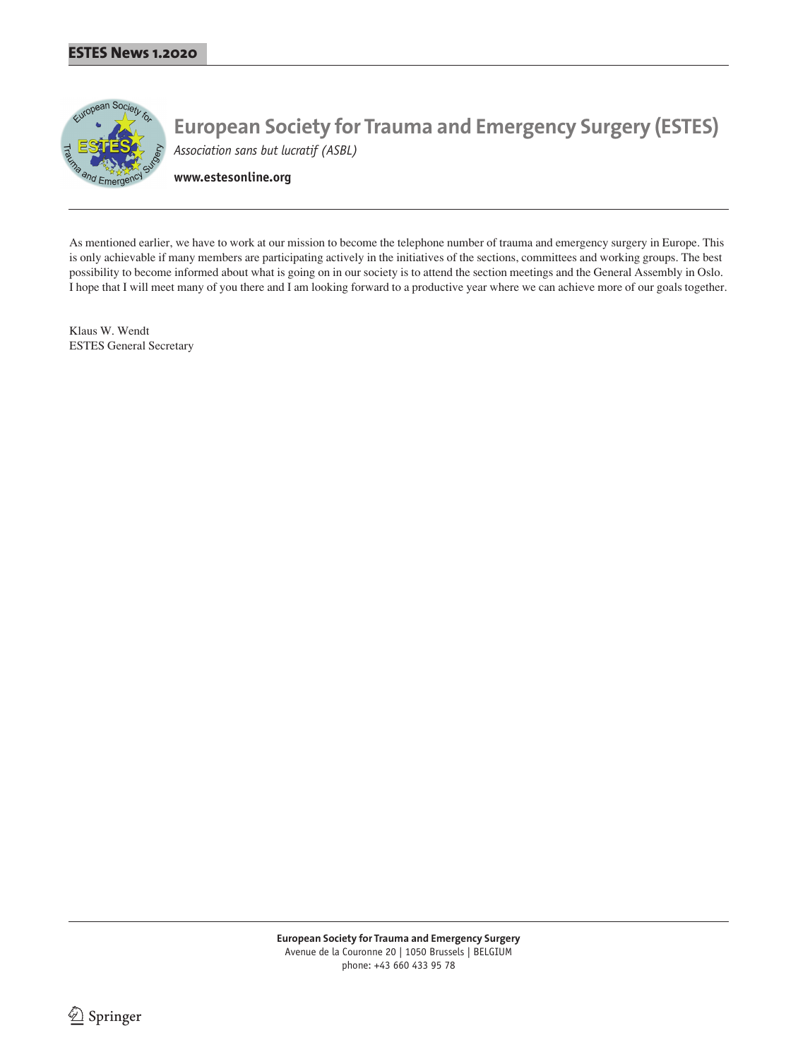# European Society for Trauma and Emergency Surgery (ESTES)

*Association sans but lucratif (ASBL)*

**www.estesonline.org**

As mentioned earlier, we have to work at our mission to become the telephone number of trauma and emergency surgery in Europe. This is only achievable if many members are participating actively in the initiatives of the sections, committees and working groups. The best possibility to become informed about what is going on in our society is to attend the section meetings and the General Assembly in Oslo. I hope that I will meet many of you there and I am looking forward to a productive year where we can achieve more of our goals together.

Klaus W. Wendt
ESTES General Secretary

**European Society for Trauma and Emergency Surgery**
Avenue de la Couronne 20 | 1050 Brussels | BELGIUM
phone: +43 660 433 95 78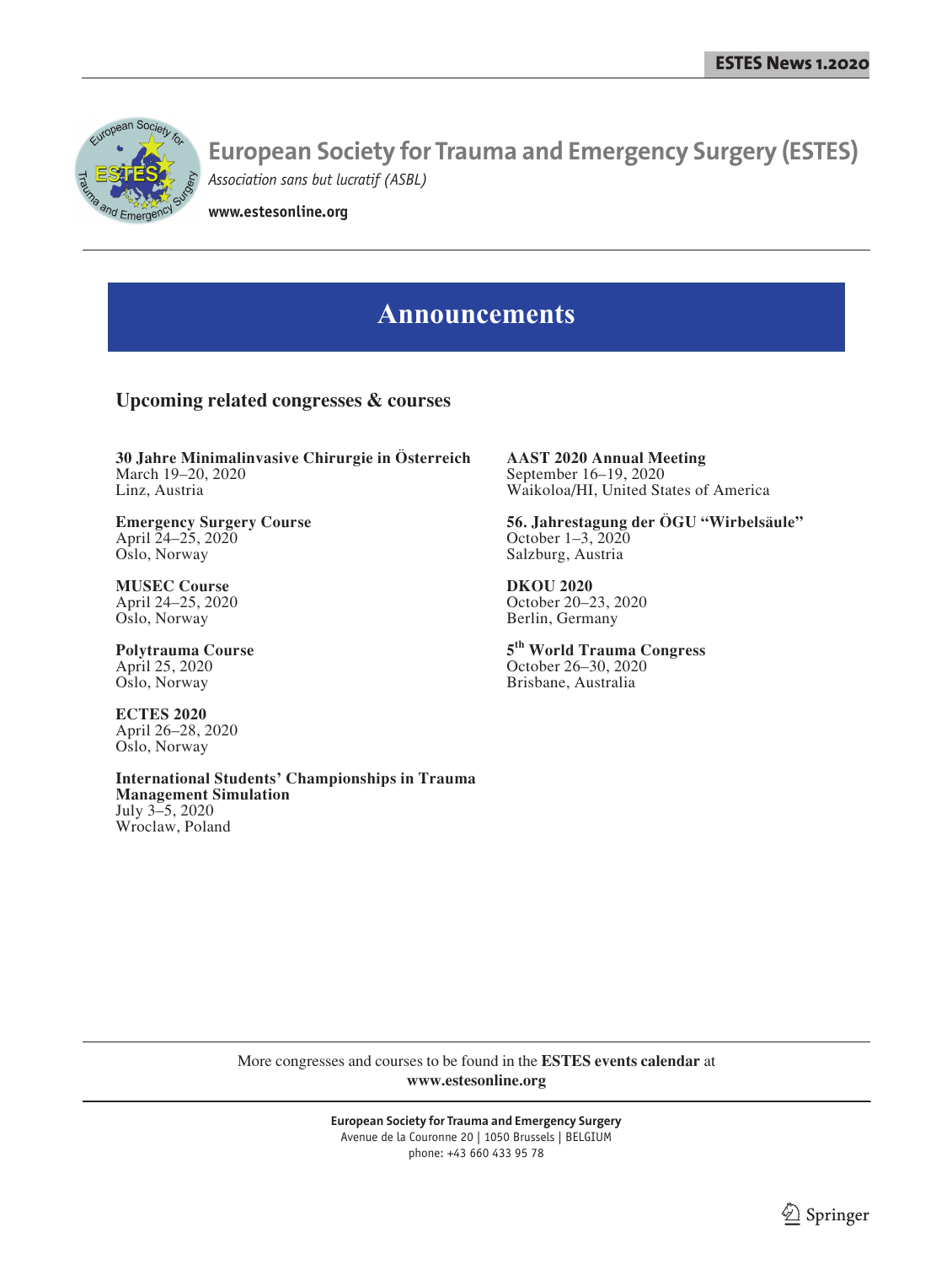# European Society for Trauma and Emergency Surgery (ESTES)

*Association sans but lucratif (ASBL)*

**www.estesonline.org**

## Announcements

### Upcoming related congresses & courses

**30 Jahre Minimalinvasive Chirurgie in Österreich**
March 19–20, 2020
Linz, Austria

**Emergency Surgery Course**
April 24–25, 2020
Oslo, Norway

**MUSEC Course**
April 24–25, 2020
Oslo, Norway

**Polytrauma Course**
April 25, 2020
Oslo, Norway

**ECTES 2020**
April 26–28, 2020
Oslo, Norway

**International Students' Championships in Trauma Management Simulation**
July 3–5, 2020
Wroclaw, Poland

**AAST 2020 Annual Meeting**
September 16–19, 2020
Waikoloa/HI, United States of America

**56. Jahrestagung der ÖGU "Wirbelsäule"**
October 1–3, 2020
Salzburg, Austria

**DKOU 2020**
October 20–23, 2020
Berlin, Germany

**5th World Trauma Congress**
October 26–30, 2020
Brisbane, Australia

More congresses and courses to be found in the **ESTES events calendar** at **www.estesonline.org**

**European Society for Trauma and Emergency Surgery**
Avenue de la Couronne 20 | 1050 Brussels | BELGIUM
phone: +43 660 433 95 78